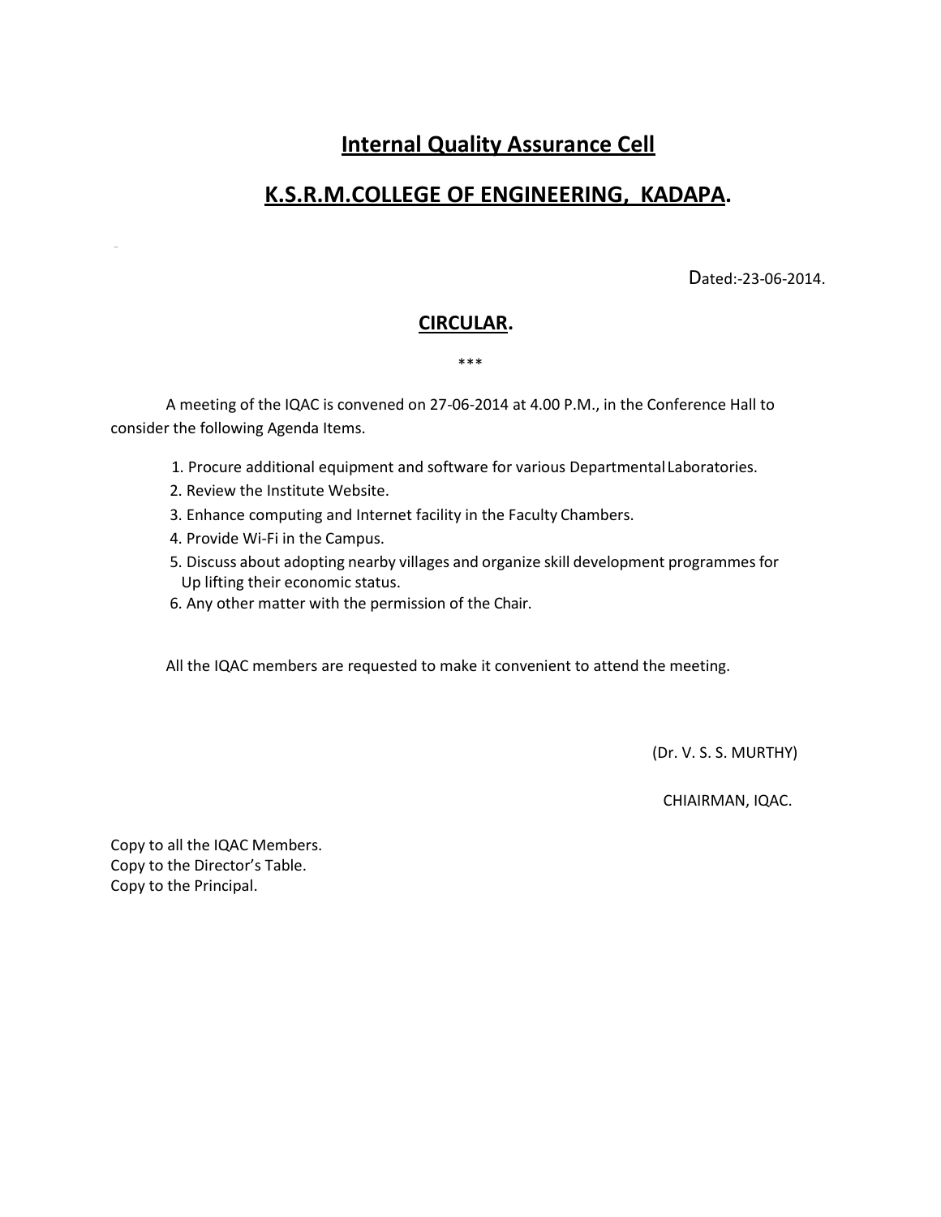# Internal Quality Assurance Cell

# K.S.R.M.COLLEGE OF ENGINEERING, KADAPA.

Dated:-23-06-2014.

## CIRCULAR.

***

A meeting of the IQAC is convened on 27-06-2014 at 4.00 P.M., in the Conference Hall to consider the following Agenda Items.

1. Procure additional equipment and software for various Departmental Laboratories.
2. Review the Institute Website.
3. Enhance computing and Internet facility in the Faculty Chambers.
4. Provide Wi-Fi in the Campus.
5. Discuss about adopting nearby villages and organize skill development programmes for Up lifting their economic status.
6. Any other matter with the permission of the Chair.

All the IQAC members are requested to make it convenient to attend the meeting.

(Dr. V. S. S. MURTHY)

CHIAIRMAN, IQAC.

Copy to all the IQAC Members.
Copy to the Director's Table.
Copy to the Principal.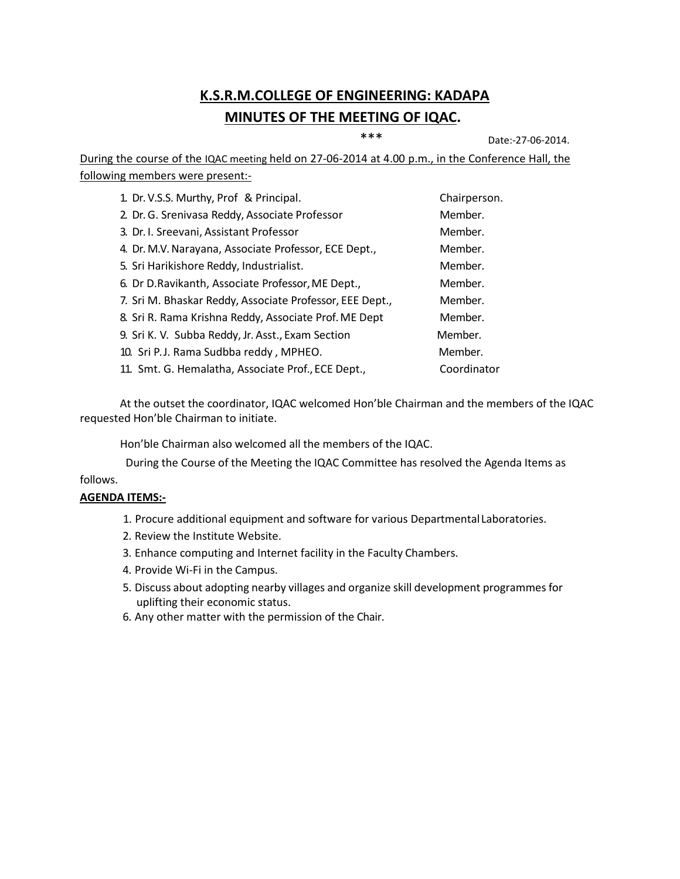# K.S.R.M.COLLEGE OF ENGINEERING: KADAPA

## MINUTES OF THE MEETING OF IQAC.

***

Date:-27-06-2014.

During the course of the IQAC meeting held on 27-06-2014 at 4.00 p.m., in the Conference Hall, the following members were present:-

| | |
|---|---|
| 1. Dr. V.S.S. Murthy, Prof & Principal. | Chairperson. |
| 2. Dr. G. Srenivasa Reddy, Associate Professor | Member. |
| 3. Dr. I. Sreevani, Assistant Professor | Member. |
| 4. Dr. M.V. Narayana, Associate Professor, ECE Dept., | Member. |
| 5. Sri Harikishore Reddy, Industrialist. | Member. |
| 6. Dr D.Ravikanth, Associate Professor, ME Dept., | Member. |
| 7. Sri M. Bhaskar Reddy, Associate Professor, EEE Dept., | Member. |
| 8. Sri R. Rama Krishna Reddy, Associate Prof. ME Dept | Member. |
| 9. Sri K. V. Subba Reddy, Jr. Asst., Exam Section | Member. |
| 10. Sri P.J. Rama Sudbba reddy , MPHEO. | Member. |
| 11. Smt. G. Hemalatha, Associate Prof., ECE Dept., | Coordinator |

At the outset the coordinator, IQAC welcomed Hon'ble Chairman and the members of the IQAC requested Hon'ble Chairman to initiate.

Hon'ble Chairman also welcomed all the members of the IQAC.

During the Course of the Meeting the IQAC Committee has resolved the Agenda Items as follows.

**AGENDA ITEMS:-**

1. Procure additional equipment and software for various Departmental Laboratories.
2. Review the Institute Website.
3. Enhance computing and Internet facility in the Faculty Chambers.
4. Provide Wi-Fi in the Campus.
5. Discuss about adopting nearby villages and organize skill development programmes for uplifting their economic status.
6. Any other matter with the permission of the Chair.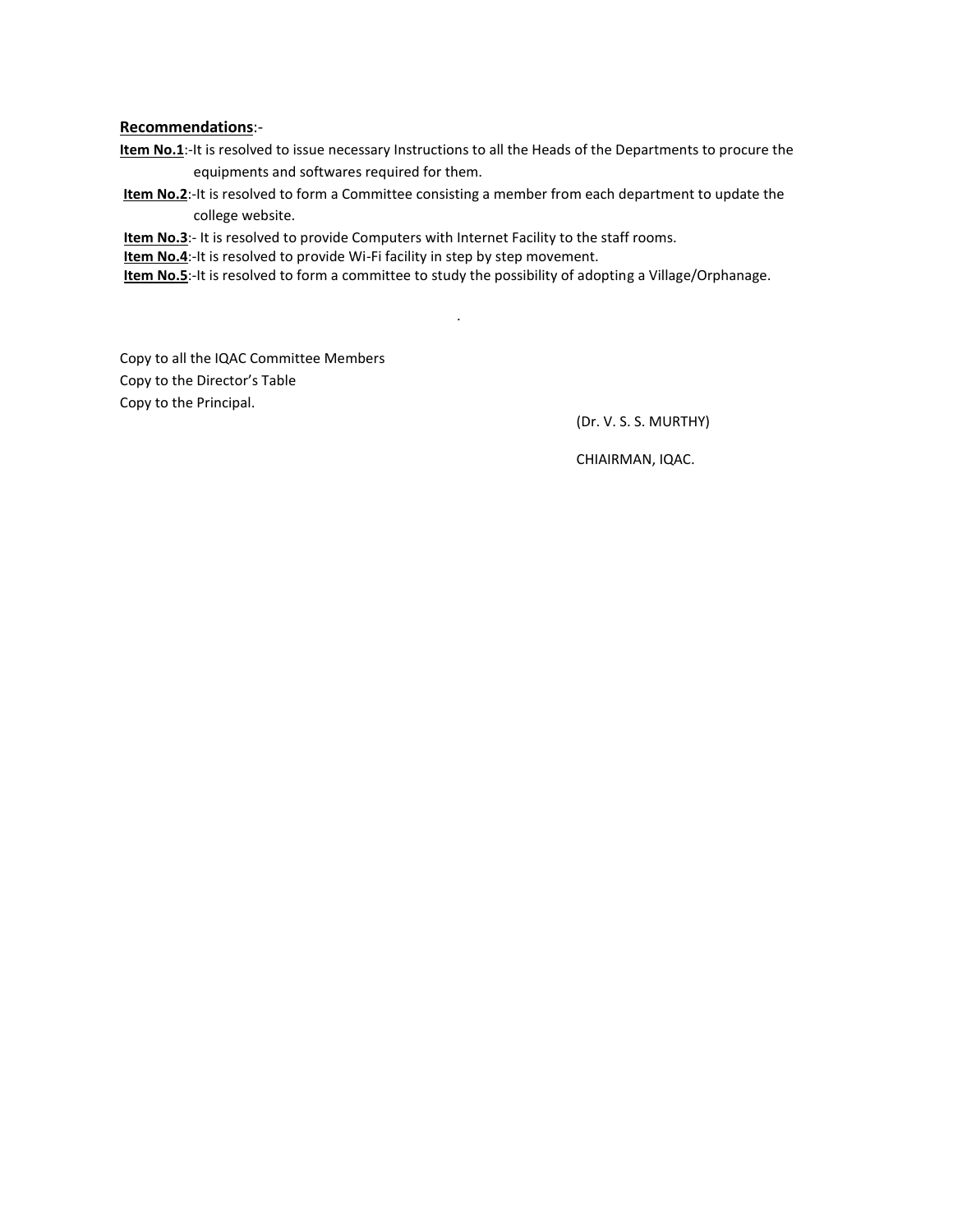**Recommendations**:-

**Item No.1**:-It is resolved to issue necessary Instructions to all the Heads of the Departments to procure the equipments and softwares required for them.

**Item No.2**:-It is resolved to form a Committee consisting a member from each department to update the college website.

**Item No.3**:- It is resolved to provide Computers with Internet Facility to the staff rooms.

**Item No.4**:-It is resolved to provide Wi-Fi facility in step by step movement.

**Item No.5**:-It is resolved to form a committee to study the possibility of adopting a Village/Orphanage.

.

Copy to all the IQAC Committee Members
Copy to the Director's Table
Copy to the Principal.

(Dr. V. S. S. MURTHY)

CHIAIRMAN, IQAC.